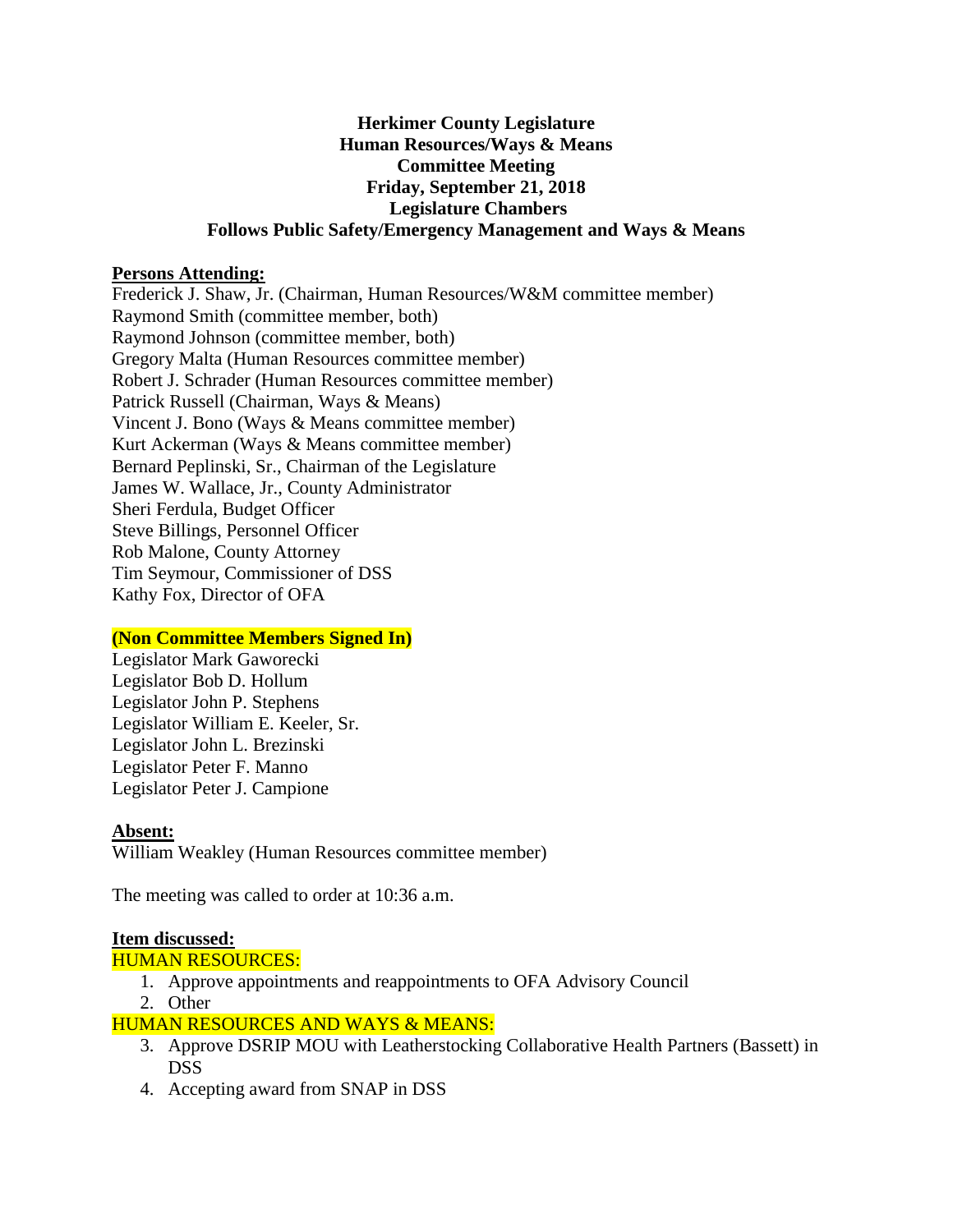**Herkimer County Legislature**
**Human Resources/Ways & Means**
**Committee Meeting**
**Friday, September 21, 2018**
**Legislature Chambers**
**Follows Public Safety/Emergency Management and Ways & Means**

**Persons Attending:**

Frederick J. Shaw, Jr. (Chairman, Human Resources/W&M committee member)
Raymond Smith (committee member, both)
Raymond Johnson (committee member, both)
Gregory Malta (Human Resources committee member)
Robert J. Schrader (Human Resources committee member)
Patrick Russell (Chairman, Ways & Means)
Vincent J. Bono (Ways & Means committee member)
Kurt Ackerman (Ways & Means committee member)
Bernard Peplinski, Sr., Chairman of the Legislature
James W. Wallace, Jr., County Administrator
Sheri Ferdula, Budget Officer
Steve Billings, Personnel Officer
Rob Malone, County Attorney
Tim Seymour, Commissioner of DSS
Kathy Fox, Director of OFA

**(Non Committee Members Signed In)**

Legislator Mark Gaworecki
Legislator Bob D. Hollum
Legislator John P. Stephens
Legislator William E. Keeler, Sr.
Legislator John L. Brezinski
Legislator Peter F. Manno
Legislator Peter J. Campione

**Absent:**

William Weakley (Human Resources committee member)

The meeting was called to order at 10:36 a.m.

**Item discussed:**

HUMAN RESOURCES:

1. Approve appointments and reappointments to OFA Advisory Council
2. Other

HUMAN RESOURCES AND WAYS & MEANS:

3. Approve DSRIP MOU with Leatherstocking Collaborative Health Partners (Bassett) in DSS
4. Accepting award from SNAP in DSS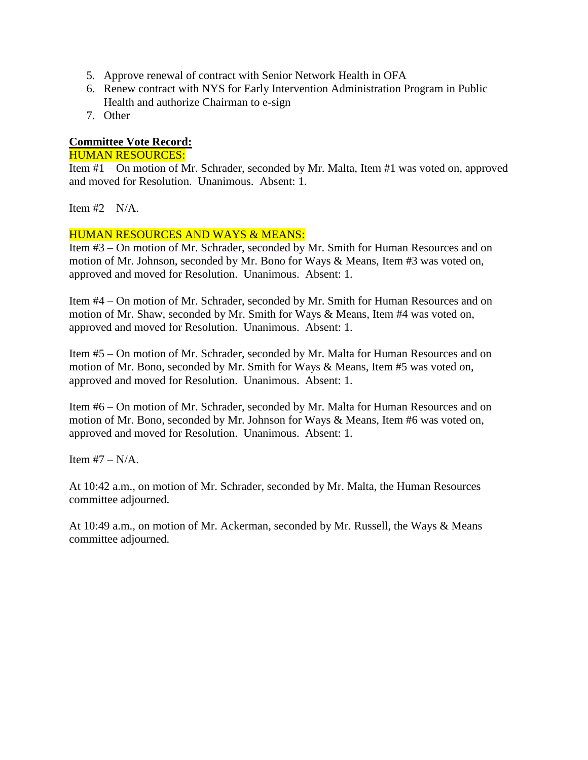5. Approve renewal of contract with Senior Network Health in OFA
6. Renew contract with NYS for Early Intervention Administration Program in Public Health and authorize Chairman to e-sign
7. Other

**Committee Vote Record:**

HUMAN RESOURCES:

Item #1 – On motion of Mr. Schrader, seconded by Mr. Malta, Item #1 was voted on, approved and moved for Resolution. Unanimous. Absent: 1.

Item #2 – N/A.

HUMAN RESOURCES AND WAYS & MEANS:

Item #3 – On motion of Mr. Schrader, seconded by Mr. Smith for Human Resources and on motion of Mr. Johnson, seconded by Mr. Bono for Ways & Means, Item #3 was voted on, approved and moved for Resolution. Unanimous. Absent: 1.

Item #4 – On motion of Mr. Schrader, seconded by Mr. Smith for Human Resources and on motion of Mr. Shaw, seconded by Mr. Smith for Ways & Means, Item #4 was voted on, approved and moved for Resolution. Unanimous. Absent: 1.

Item #5 – On motion of Mr. Schrader, seconded by Mr. Malta for Human Resources and on motion of Mr. Bono, seconded by Mr. Smith for Ways & Means, Item #5 was voted on, approved and moved for Resolution. Unanimous. Absent: 1.

Item #6 – On motion of Mr. Schrader, seconded by Mr. Malta for Human Resources and on motion of Mr. Bono, seconded by Mr. Johnson for Ways & Means, Item #6 was voted on, approved and moved for Resolution. Unanimous. Absent: 1.

Item #7 – N/A.

At 10:42 a.m., on motion of Mr. Schrader, seconded by Mr. Malta, the Human Resources committee adjourned.

At 10:49 a.m., on motion of Mr. Ackerman, seconded by Mr. Russell, the Ways & Means committee adjourned.